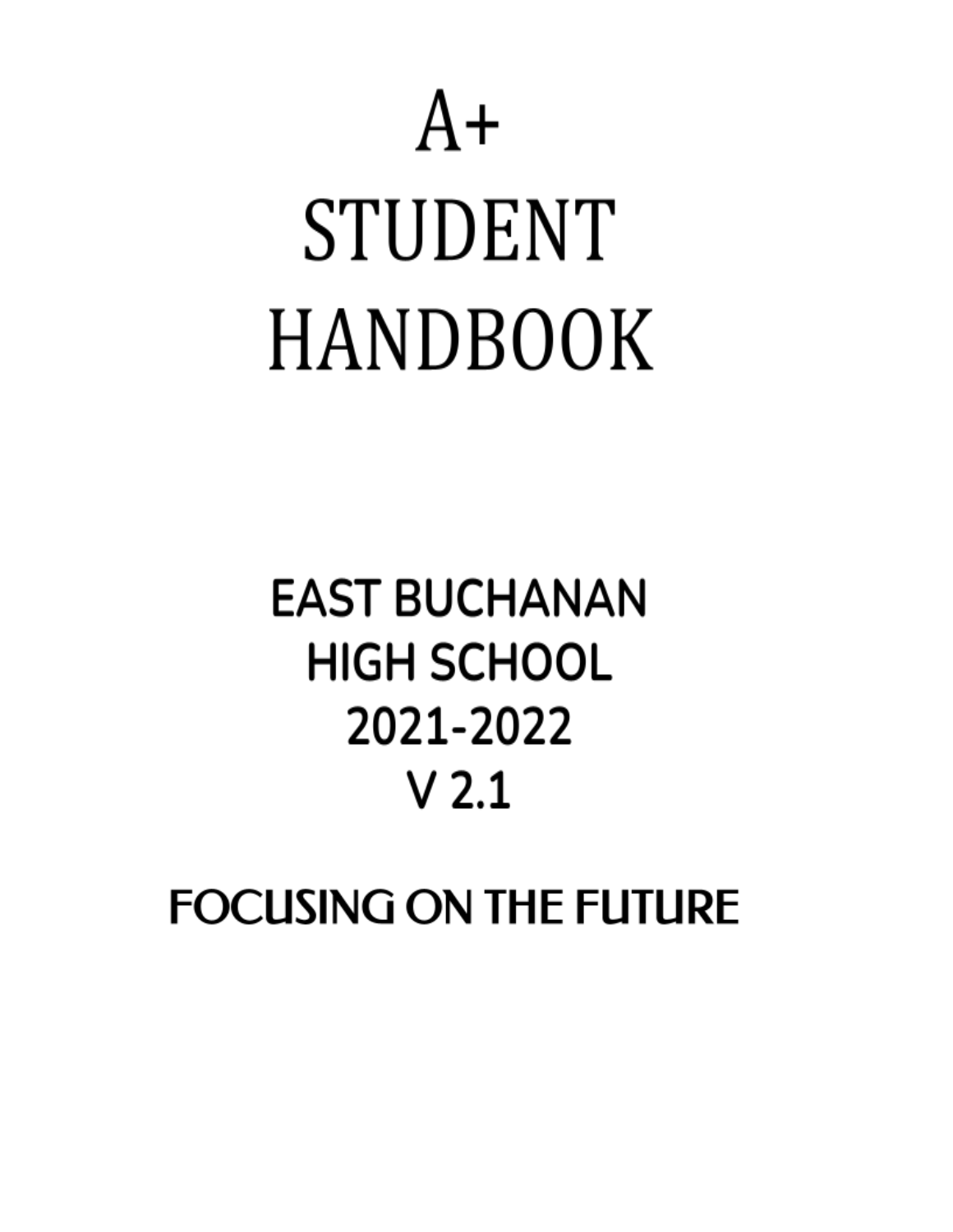# A+ STUDENT HANDBOOK

## EAST BUCHANAN HIGH SCHOOL 2021-2022 V 2.1

## FOCUSING ON THE FUTURE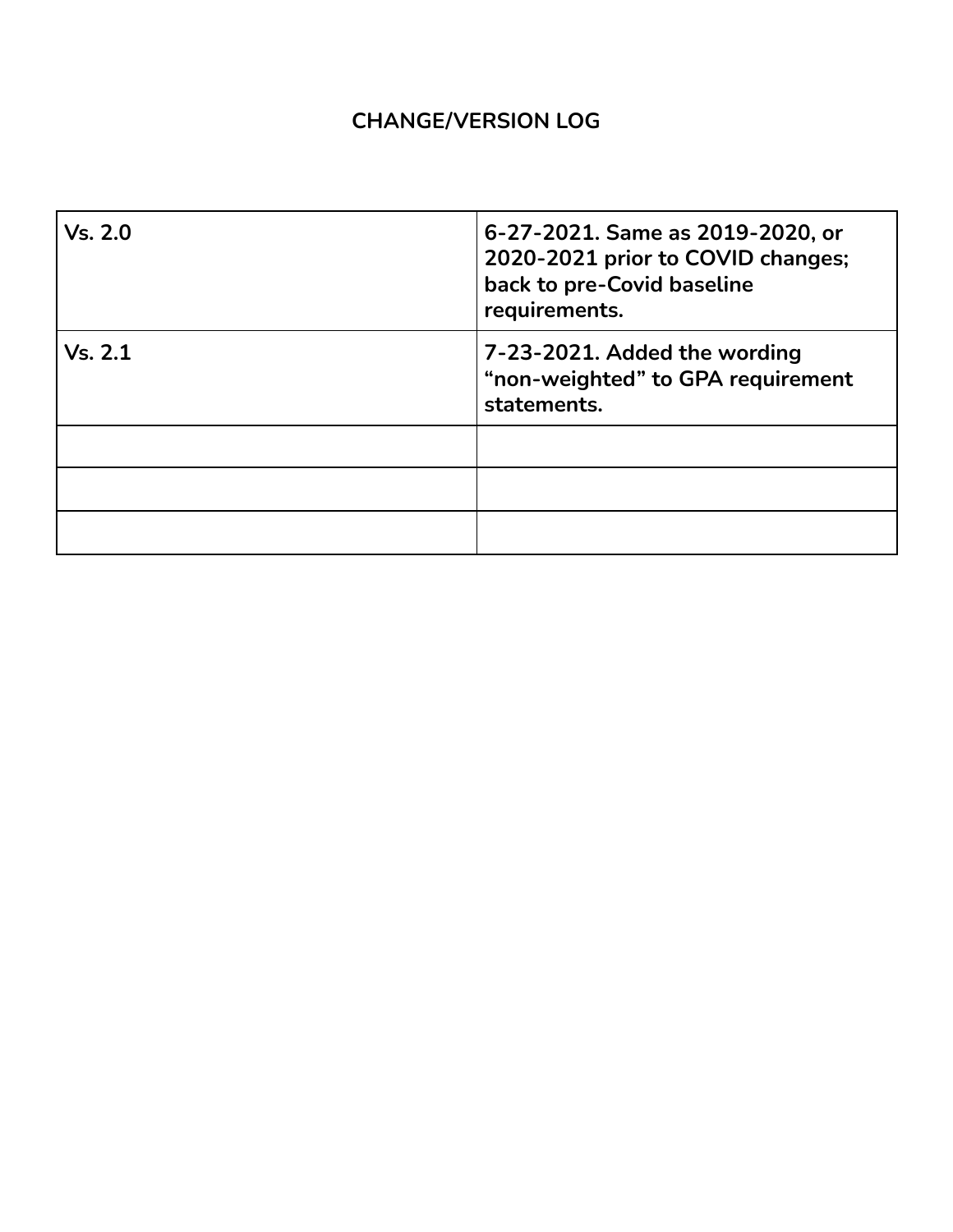## CHANGE/VERSION LOG

| | |
|---|---|
| **Vs. 2.0** | **6-27-2021. Same as 2019-2020, or 2020-2021 prior to COVID changes; back to pre-Covid baseline requirements.** |
| **Vs. 2.1** | **7-23-2021. Added the wording "non-weighted" to GPA requirement statements.** |
| | |
| | |
| | |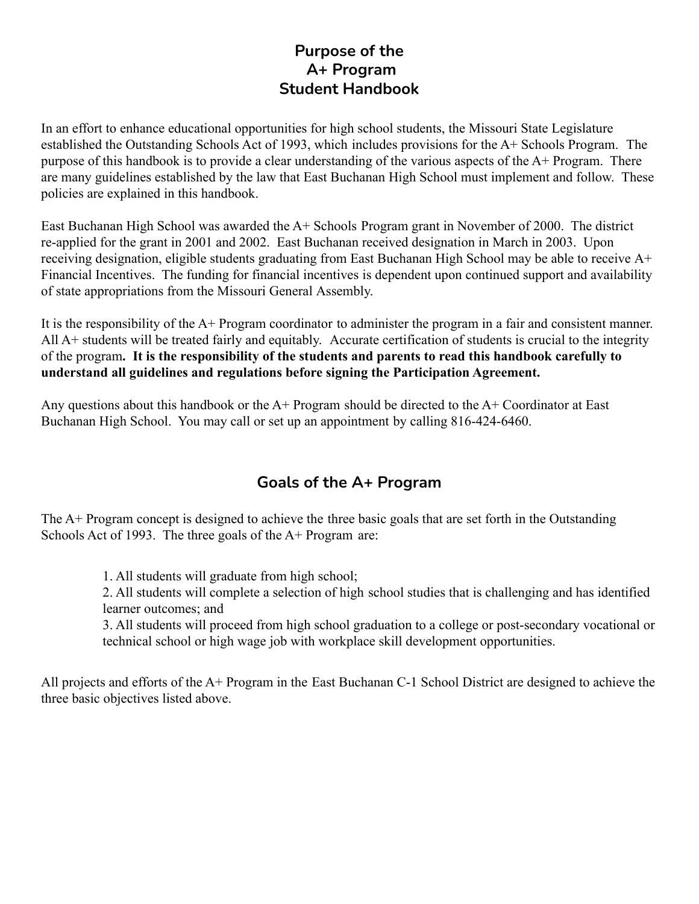# Purpose of the A+ Program Student Handbook

In an effort to enhance educational opportunities for high school students, the Missouri State Legislature established the Outstanding Schools Act of 1993, which includes provisions for the A+ Schools Program. The purpose of this handbook is to provide a clear understanding of the various aspects of the A+ Program. There are many guidelines established by the law that East Buchanan High School must implement and follow. These policies are explained in this handbook.

East Buchanan High School was awarded the A+ Schools Program grant in November of 2000. The district re-applied for the grant in 2001 and 2002. East Buchanan received designation in March in 2003. Upon receiving designation, eligible students graduating from East Buchanan High School may be able to receive A+ Financial Incentives. The funding for financial incentives is dependent upon continued support and availability of state appropriations from the Missouri General Assembly.

It is the responsibility of the A+ Program coordinator to administer the program in a fair and consistent manner. All A+ students will be treated fairly and equitably. Accurate certification of students is crucial to the integrity of the program**. It is the responsibility of the students and parents to read this handbook carefully to understand all guidelines and regulations before signing the Participation Agreement.**

Any questions about this handbook or the A+ Program should be directed to the A+ Coordinator at East Buchanan High School. You may call or set up an appointment by calling 816-424-6460.

## Goals of the A+ Program

The A+ Program concept is designed to achieve the three basic goals that are set forth in the Outstanding Schools Act of 1993. The three goals of the A+ Program are:

1. All students will graduate from high school;
2. All students will complete a selection of high school studies that is challenging and has identified learner outcomes; and
3. All students will proceed from high school graduation to a college or post-secondary vocational or technical school or high wage job with workplace skill development opportunities.

All projects and efforts of the A+ Program in the East Buchanan C-1 School District are designed to achieve the three basic objectives listed above.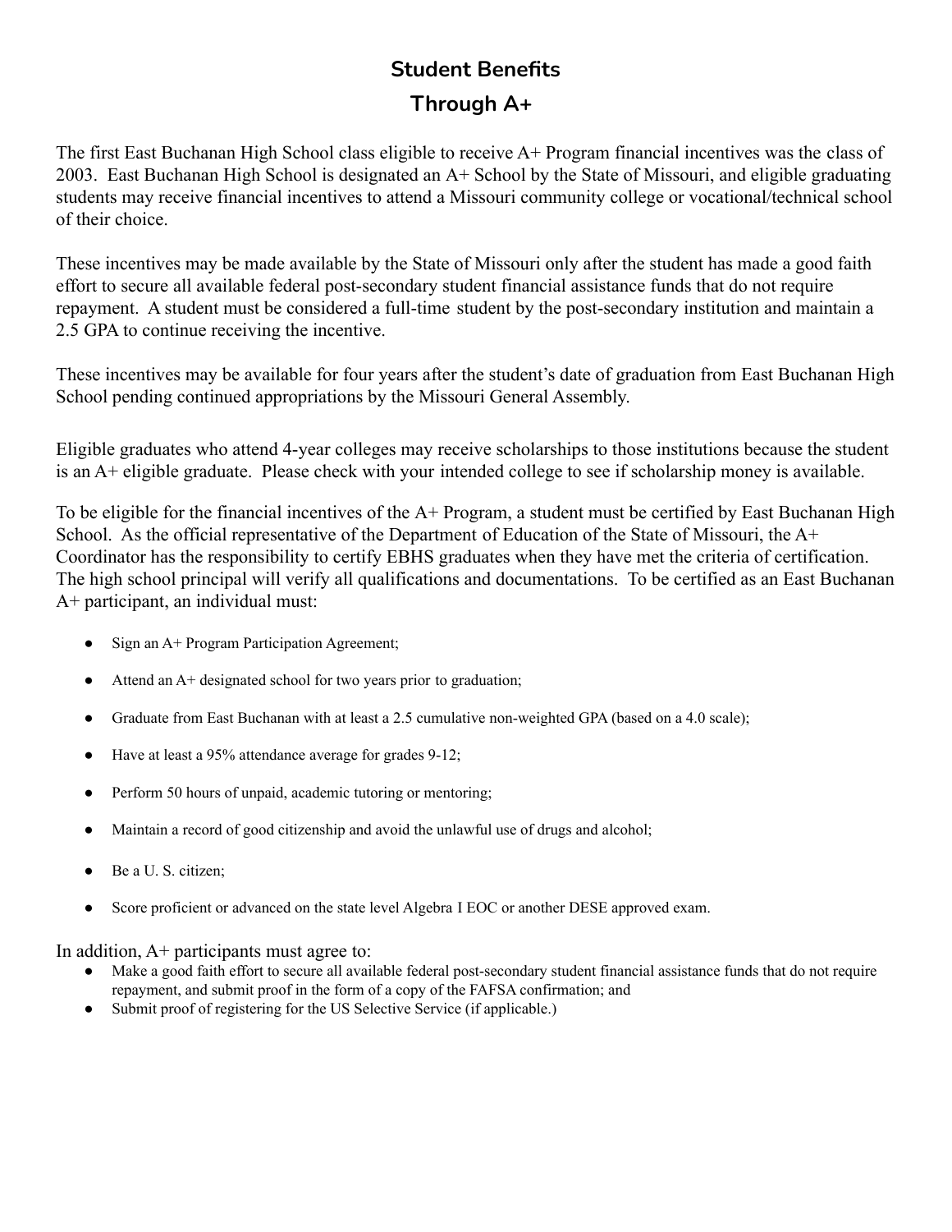# Student Benefits Through A+

The first East Buchanan High School class eligible to receive A+ Program financial incentives was the class of 2003. East Buchanan High School is designated an A+ School by the State of Missouri, and eligible graduating students may receive financial incentives to attend a Missouri community college or vocational/technical school of their choice.

These incentives may be made available by the State of Missouri only after the student has made a good faith effort to secure all available federal post-secondary student financial assistance funds that do not require repayment. A student must be considered a full-time student by the post-secondary institution and maintain a 2.5 GPA to continue receiving the incentive.

These incentives may be available for four years after the student's date of graduation from East Buchanan High School pending continued appropriations by the Missouri General Assembly.

Eligible graduates who attend 4-year colleges may receive scholarships to those institutions because the student is an A+ eligible graduate. Please check with your intended college to see if scholarship money is available.

To be eligible for the financial incentives of the A+ Program, a student must be certified by East Buchanan High School. As the official representative of the Department of Education of the State of Missouri, the A+ Coordinator has the responsibility to certify EBHS graduates when they have met the criteria of certification. The high school principal will verify all qualifications and documentations. To be certified as an East Buchanan A+ participant, an individual must:

- Sign an A+ Program Participation Agreement;
- Attend an A+ designated school for two years prior to graduation;
- Graduate from East Buchanan with at least a 2.5 cumulative non-weighted GPA (based on a 4.0 scale);
- Have at least a 95% attendance average for grades 9-12;
- Perform 50 hours of unpaid, academic tutoring or mentoring;
- Maintain a record of good citizenship and avoid the unlawful use of drugs and alcohol;
- Be a U. S. citizen;
- Score proficient or advanced on the state level Algebra I EOC or another DESE approved exam.

In addition, A+ participants must agree to:

- Make a good faith effort to secure all available federal post-secondary student financial assistance funds that do not require repayment, and submit proof in the form of a copy of the FAFSA confirmation; and
- Submit proof of registering for the US Selective Service (if applicable.)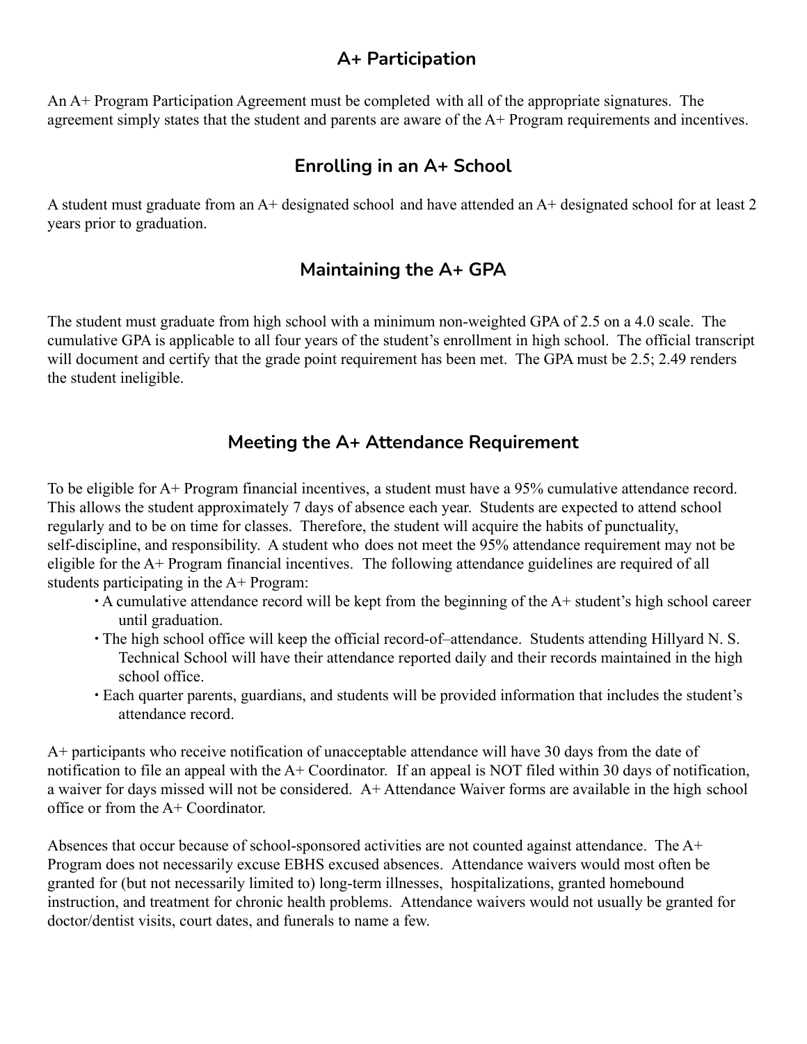## A+ Participation

An A+ Program Participation Agreement must be completed with all of the appropriate signatures. The agreement simply states that the student and parents are aware of the A+ Program requirements and incentives.

## Enrolling in an A+ School

A student must graduate from an A+ designated school and have attended an A+ designated school for at least 2 years prior to graduation.

## Maintaining the A+ GPA

The student must graduate from high school with a minimum non-weighted GPA of 2.5 on a 4.0 scale. The cumulative GPA is applicable to all four years of the student's enrollment in high school. The official transcript will document and certify that the grade point requirement has been met. The GPA must be 2.5; 2.49 renders the student ineligible.

## Meeting the A+ Attendance Requirement

To be eligible for A+ Program financial incentives, a student must have a 95% cumulative attendance record. This allows the student approximately 7 days of absence each year. Students are expected to attend school regularly and to be on time for classes. Therefore, the student will acquire the habits of punctuality, self-discipline, and responsibility. A student who does not meet the 95% attendance requirement may not be eligible for the A+ Program financial incentives. The following attendance guidelines are required of all students participating in the A+ Program:

- A cumulative attendance record will be kept from the beginning of the A+ student's high school career until graduation.
- The high school office will keep the official record-of–attendance. Students attending Hillyard N. S. Technical School will have their attendance reported daily and their records maintained in the high school office.
- Each quarter parents, guardians, and students will be provided information that includes the student's attendance record.

A+ participants who receive notification of unacceptable attendance will have 30 days from the date of notification to file an appeal with the A+ Coordinator. If an appeal is NOT filed within 30 days of notification, a waiver for days missed will not be considered. A+ Attendance Waiver forms are available in the high school office or from the A+ Coordinator.

Absences that occur because of school-sponsored activities are not counted against attendance. The A+ Program does not necessarily excuse EBHS excused absences. Attendance waivers would most often be granted for (but not necessarily limited to) long-term illnesses, hospitalizations, granted homebound instruction, and treatment for chronic health problems. Attendance waivers would not usually be granted for doctor/dentist visits, court dates, and funerals to name a few.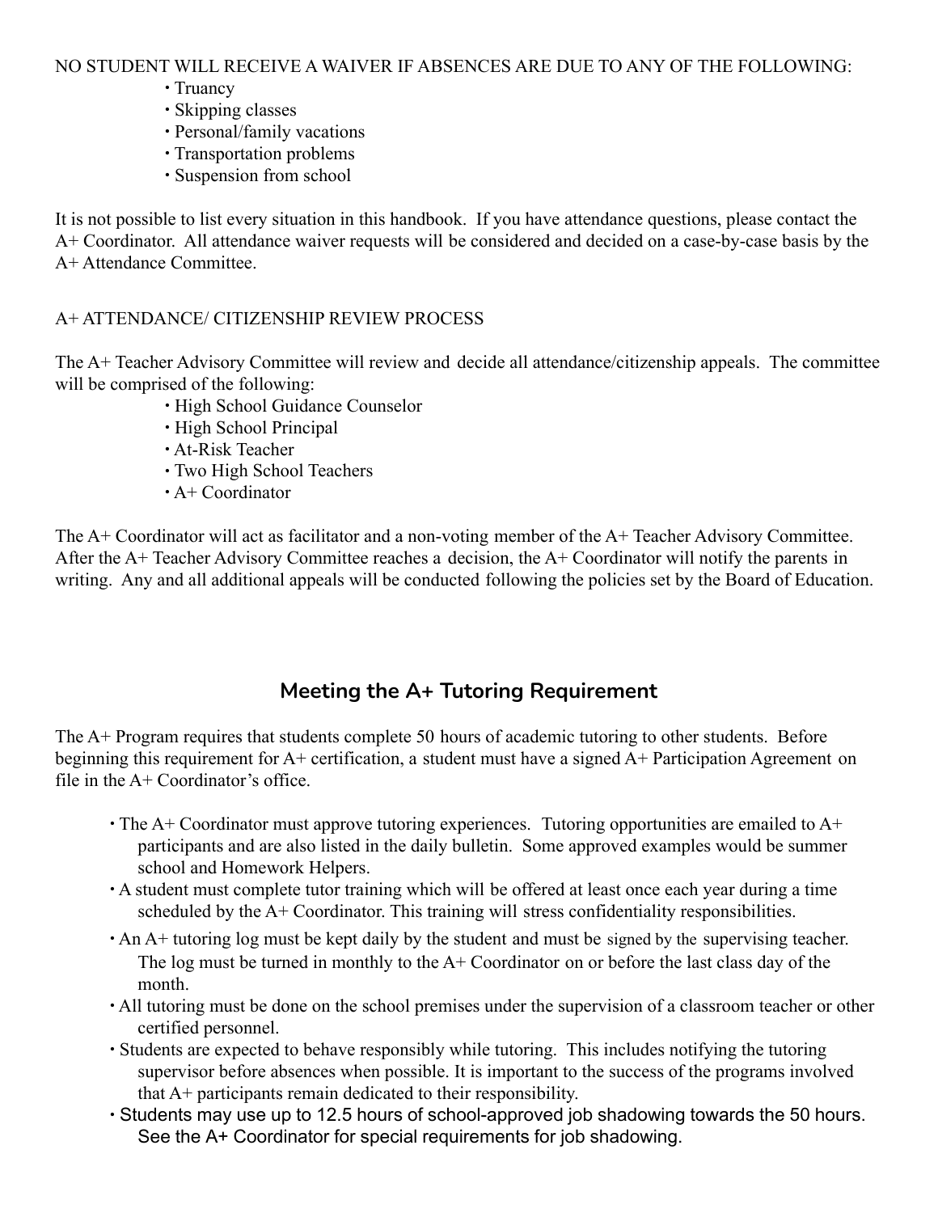NO STUDENT WILL RECEIVE A WAIVER IF ABSENCES ARE DUE TO ANY OF THE FOLLOWING:

- Truancy
- Skipping classes
- Personal/family vacations
- Transportation problems
- Suspension from school

It is not possible to list every situation in this handbook. If you have attendance questions, please contact the A+ Coordinator. All attendance waiver requests will be considered and decided on a case-by-case basis by the A+ Attendance Committee.

A+ ATTENDANCE/ CITIZENSHIP REVIEW PROCESS

The A+ Teacher Advisory Committee will review and decide all attendance/citizenship appeals. The committee will be comprised of the following:

- High School Guidance Counselor
- High School Principal
- At-Risk Teacher
- Two High School Teachers
- A+ Coordinator

The A+ Coordinator will act as facilitator and a non-voting member of the A+ Teacher Advisory Committee. After the A+ Teacher Advisory Committee reaches a decision, the A+ Coordinator will notify the parents in writing. Any and all additional appeals will be conducted following the policies set by the Board of Education.

## Meeting the A+ Tutoring Requirement

The A+ Program requires that students complete 50 hours of academic tutoring to other students. Before beginning this requirement for A+ certification, a student must have a signed A+ Participation Agreement on file in the A+ Coordinator's office.

- The A+ Coordinator must approve tutoring experiences. Tutoring opportunities are emailed to A+ participants and are also listed in the daily bulletin. Some approved examples would be summer school and Homework Helpers.
- A student must complete tutor training which will be offered at least once each year during a time scheduled by the A+ Coordinator. This training will stress confidentiality responsibilities.
- An A+ tutoring log must be kept daily by the student and must be signed by the supervising teacher. The log must be turned in monthly to the A+ Coordinator on or before the last class day of the month.
- All tutoring must be done on the school premises under the supervision of a classroom teacher or other certified personnel.
- Students are expected to behave responsibly while tutoring. This includes notifying the tutoring supervisor before absences when possible. It is important to the success of the programs involved that A+ participants remain dedicated to their responsibility.
- Students may use up to 12.5 hours of school-approved job shadowing towards the 50 hours. See the A+ Coordinator for special requirements for job shadowing.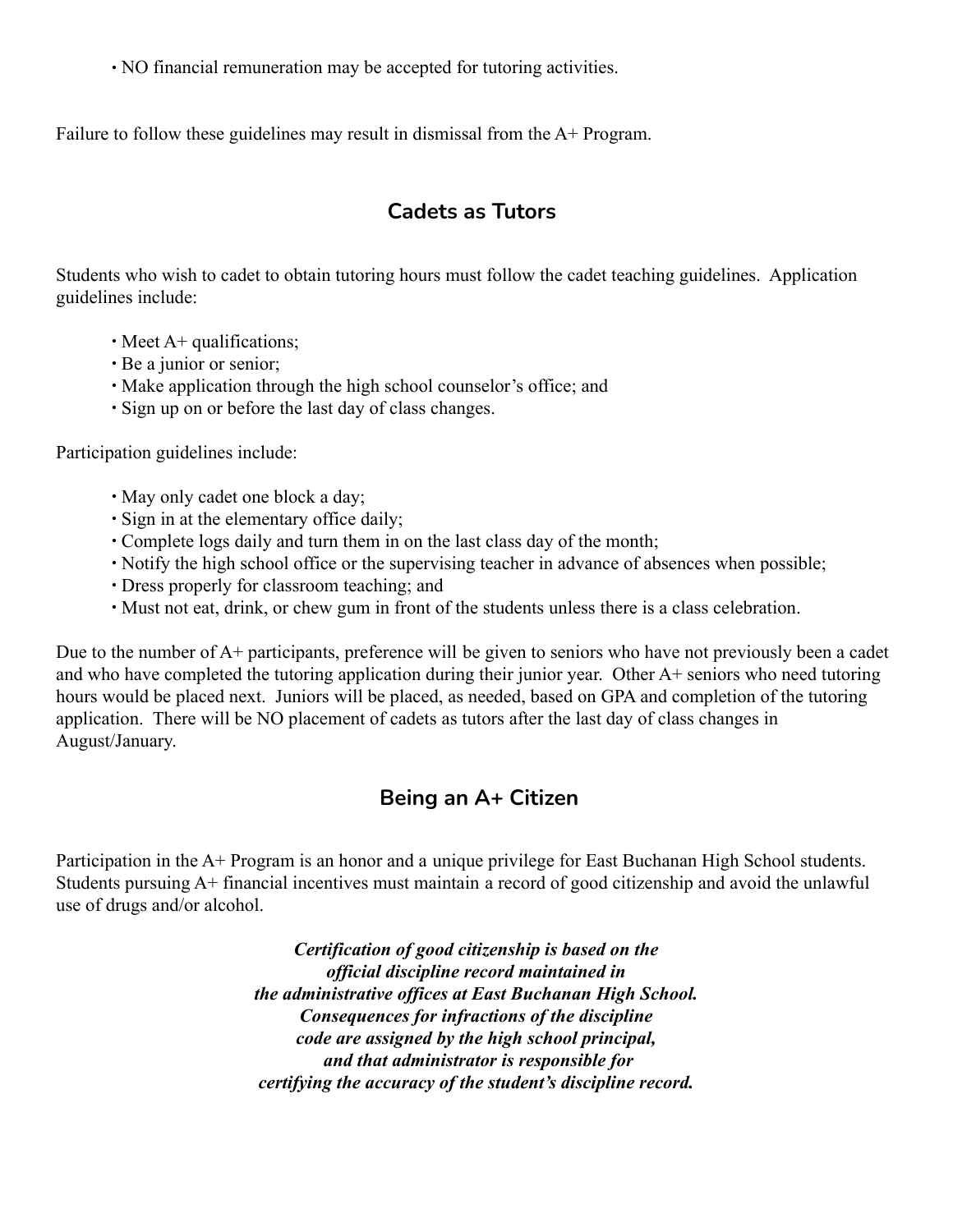- NO financial remuneration may be accepted for tutoring activities.

Failure to follow these guidelines may result in dismissal from the A+ Program.

## Cadets as Tutors

Students who wish to cadet to obtain tutoring hours must follow the cadet teaching guidelines. Application guidelines include:

- Meet A+ qualifications;
- Be a junior or senior;
- Make application through the high school counselor's office; and
- Sign up on or before the last day of class changes.

Participation guidelines include:

- May only cadet one block a day;
- Sign in at the elementary office daily;
- Complete logs daily and turn them in on the last class day of the month;
- Notify the high school office or the supervising teacher in advance of absences when possible;
- Dress properly for classroom teaching; and
- Must not eat, drink, or chew gum in front of the students unless there is a class celebration.

Due to the number of A+ participants, preference will be given to seniors who have not previously been a cadet and who have completed the tutoring application during their junior year. Other A+ seniors who need tutoring hours would be placed next. Juniors will be placed, as needed, based on GPA and completion of the tutoring application. There will be NO placement of cadets as tutors after the last day of class changes in August/January.

## Being an A+ Citizen

Participation in the A+ Program is an honor and a unique privilege for East Buchanan High School students. Students pursuing A+ financial incentives must maintain a record of good citizenship and avoid the unlawful use of drugs and/or alcohol.

***Certification of good citizenship is based on the official discipline record maintained in the administrative offices at East Buchanan High School. Consequences for infractions of the discipline code are assigned by the high school principal, and that administrator is responsible for certifying the accuracy of the student's discipline record.***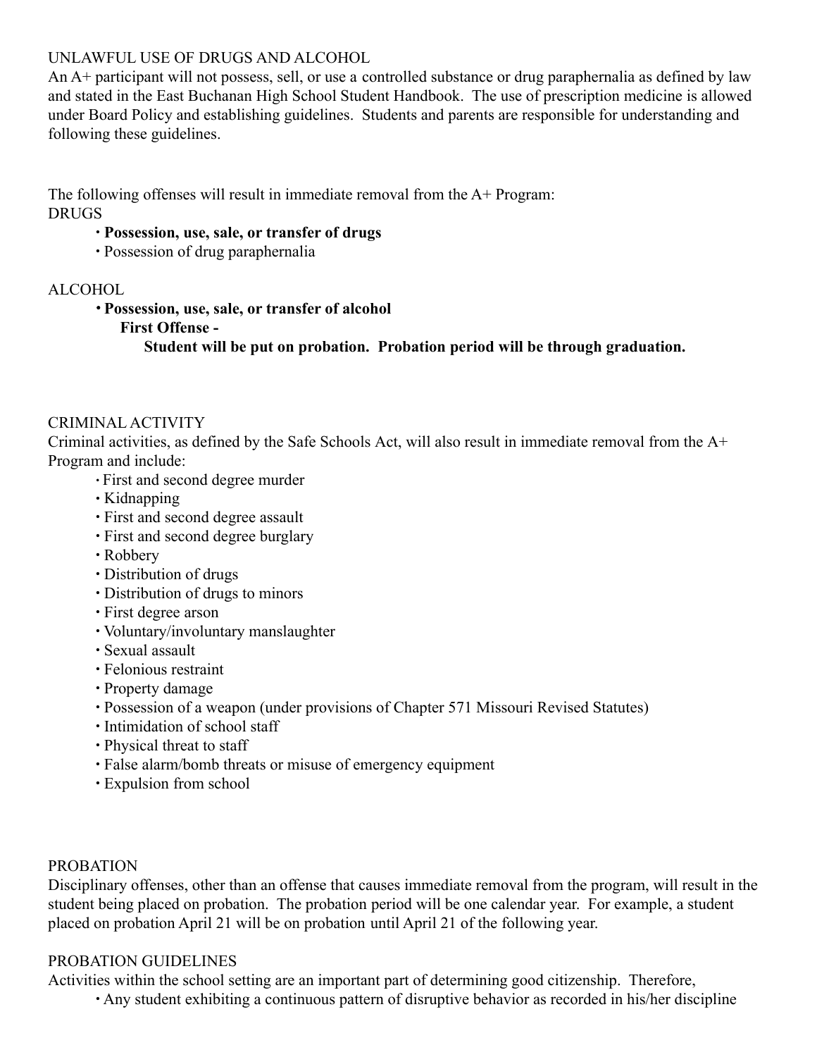UNLAWFUL USE OF DRUGS AND ALCOHOL

An A+ participant will not possess, sell, or use a controlled substance or drug paraphernalia as defined by law and stated in the East Buchanan High School Student Handbook. The use of prescription medicine is allowed under Board Policy and establishing guidelines. Students and parents are responsible for understanding and following these guidelines.

The following offenses will result in immediate removal from the A+ Program:

DRUGS

- **Possession, use, sale, or transfer of drugs**
- Possession of drug paraphernalia

ALCOHOL

- **Possession, use, sale, or transfer of alcohol**
  - **First Offense -**
    - **Student will be put on probation. Probation period will be through graduation.**

CRIMINAL ACTIVITY

Criminal activities, as defined by the Safe Schools Act, will also result in immediate removal from the A+ Program and include:

- First and second degree murder
- Kidnapping
- First and second degree assault
- First and second degree burglary
- Robbery
- Distribution of drugs
- Distribution of drugs to minors
- First degree arson
- Voluntary/involuntary manslaughter
- Sexual assault
- Felonious restraint
- Property damage
- Possession of a weapon (under provisions of Chapter 571 Missouri Revised Statutes)
- Intimidation of school staff
- Physical threat to staff
- False alarm/bomb threats or misuse of emergency equipment
- Expulsion from school

PROBATION

Disciplinary offenses, other than an offense that causes immediate removal from the program, will result in the student being placed on probation. The probation period will be one calendar year. For example, a student placed on probation April 21 will be on probation until April 21 of the following year.

PROBATION GUIDELINES

Activities within the school setting are an important part of determining good citizenship. Therefore,

- Any student exhibiting a continuous pattern of disruptive behavior as recorded in his/her discipline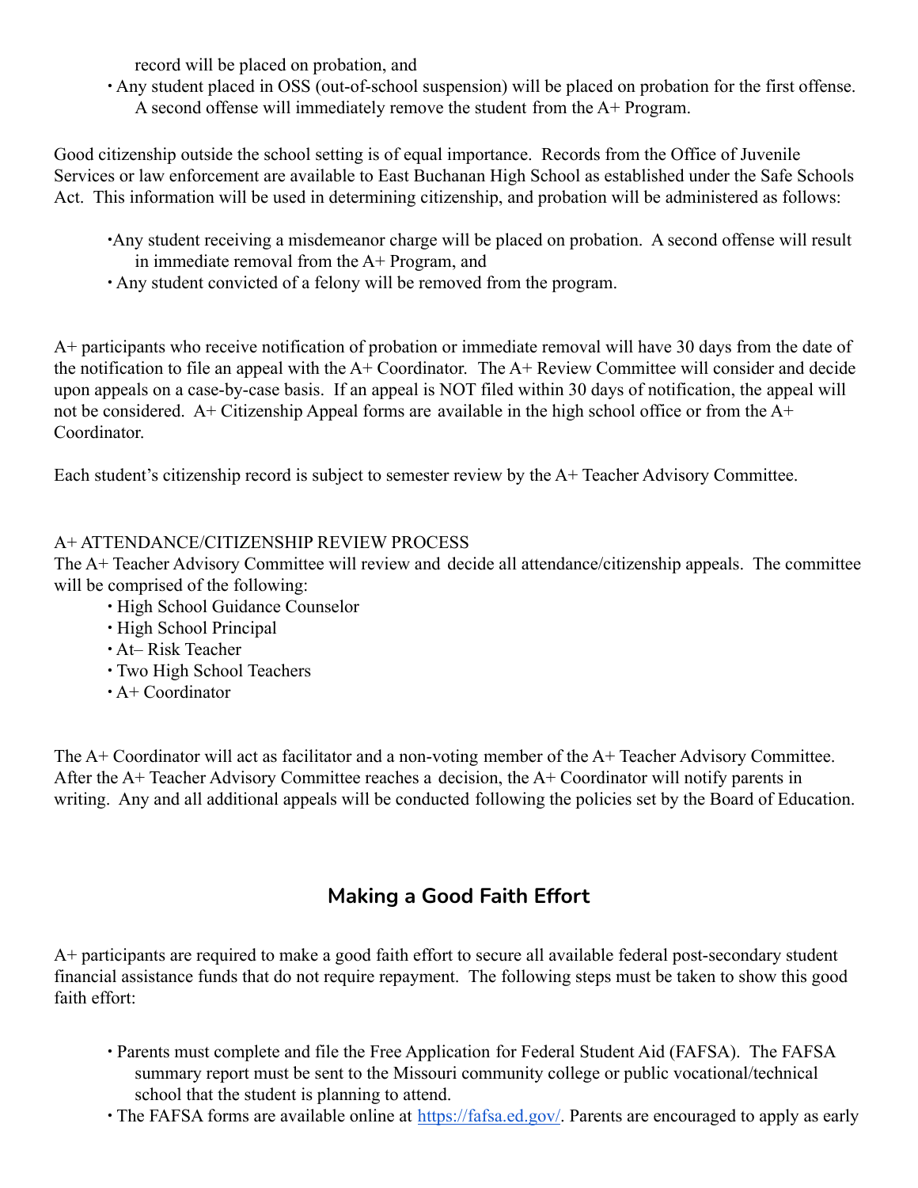record will be placed on probation, and

- Any student placed in OSS (out-of-school suspension) will be placed on probation for the first offense. A second offense will immediately remove the student from the A+ Program.

Good citizenship outside the school setting is of equal importance. Records from the Office of Juvenile Services or law enforcement are available to East Buchanan High School as established under the Safe Schools Act. This information will be used in determining citizenship, and probation will be administered as follows:

- Any student receiving a misdemeanor charge will be placed on probation. A second offense will result in immediate removal from the A+ Program, and
- Any student convicted of a felony will be removed from the program.

A+ participants who receive notification of probation or immediate removal will have 30 days from the date of the notification to file an appeal with the A+ Coordinator. The A+ Review Committee will consider and decide upon appeals on a case-by-case basis. If an appeal is NOT filed within 30 days of notification, the appeal will not be considered. A+ Citizenship Appeal forms are available in the high school office or from the A+ Coordinator.

Each student's citizenship record is subject to semester review by the A+ Teacher Advisory Committee.

A+ ATTENDANCE/CITIZENSHIP REVIEW PROCESS

The A+ Teacher Advisory Committee will review and decide all attendance/citizenship appeals. The committee will be comprised of the following:

- High School Guidance Counselor
- High School Principal
- At– Risk Teacher
- Two High School Teachers
- A+ Coordinator

The A+ Coordinator will act as facilitator and a non-voting member of the A+ Teacher Advisory Committee. After the A+ Teacher Advisory Committee reaches a decision, the A+ Coordinator will notify parents in writing. Any and all additional appeals will be conducted following the policies set by the Board of Education.

## Making a Good Faith Effort

A+ participants are required to make a good faith effort to secure all available federal post-secondary student financial assistance funds that do not require repayment. The following steps must be taken to show this good faith effort:

- Parents must complete and file the Free Application for Federal Student Aid (FAFSA). The FAFSA summary report must be sent to the Missouri community college or public vocational/technical school that the student is planning to attend.
- The FAFSA forms are available online at [https://fafsa.ed.gov/](https://fafsa.ed.gov/). Parents are encouraged to apply as early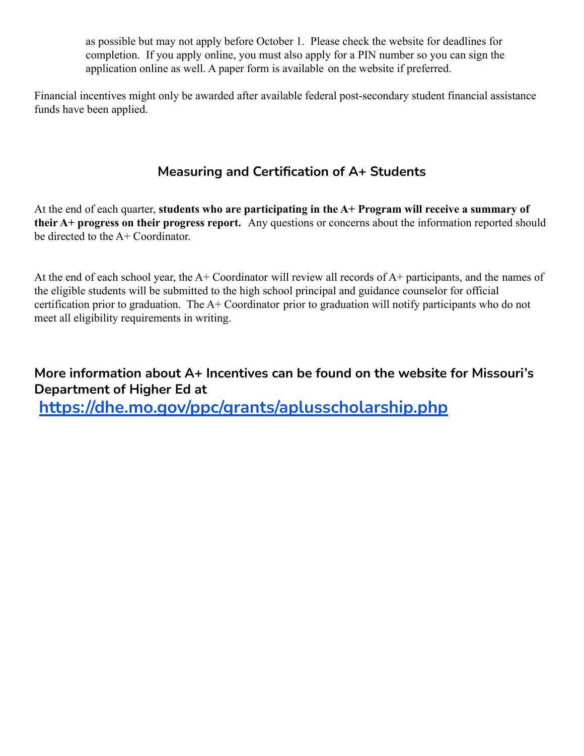as possible but may not apply before October 1. Please check the website for deadlines for completion. If you apply online, you must also apply for a PIN number so you can sign the application online as well. A paper form is available on the website if preferred.

Financial incentives might only be awarded after available federal post-secondary student financial assistance funds have been applied.

## Measuring and Certification of A+ Students

At the end of each quarter, **students who are participating in the A+ Program will receive a summary of their A+ progress on their progress report.** Any questions or concerns about the information reported should be directed to the A+ Coordinator.

At the end of each school year, the A+ Coordinator will review all records of A+ participants, and the names of the eligible students will be submitted to the high school principal and guidance counselor for official certification prior to graduation. The A+ Coordinator prior to graduation will notify participants who do not meet all eligibility requirements in writing.

## More information about A+ Incentives can be found on the website for Missouri's Department of Higher Ed at

## [https://dhe.mo.gov/ppc/grants/aplusscholarship.php](https://dhe.mo.gov/ppc/grants/aplusscholarship.php)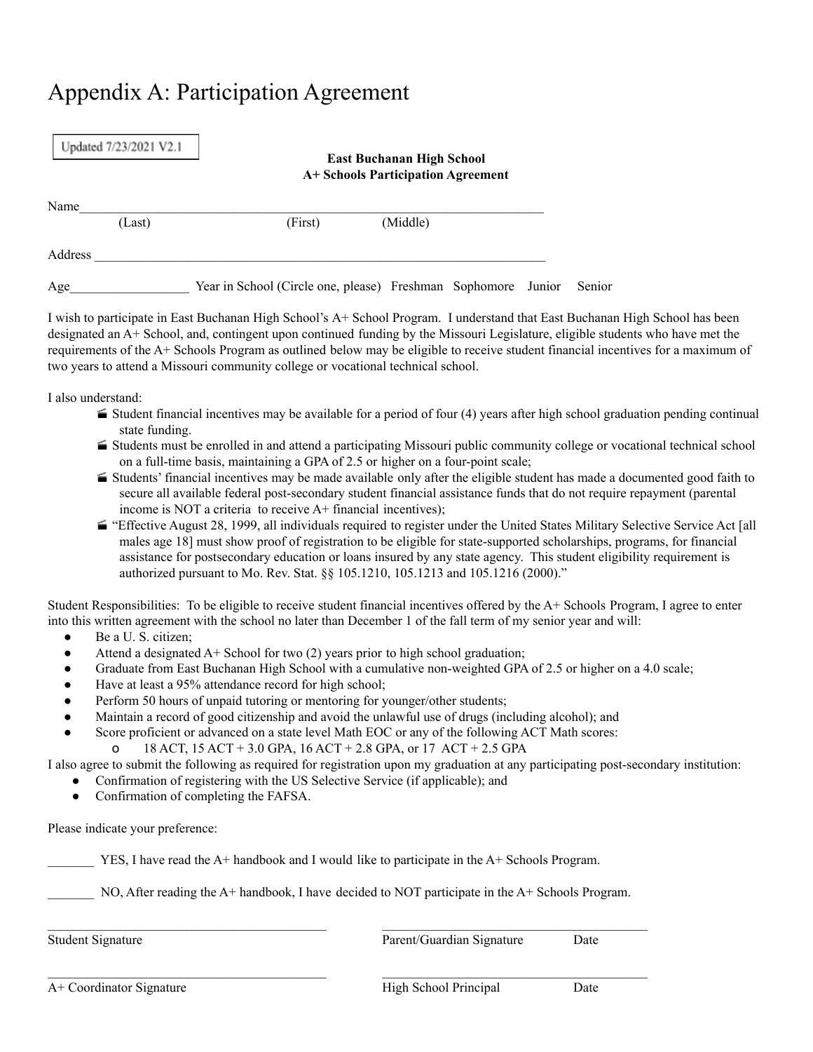# Appendix A: Participation Agreement

Updated 7/23/2021 V2.1

**East Buchanan High School**
**A+ Schools Participation Agreement**

Name___________________________________________________________________________
(Last) (First) (Middle)

Address ________________________________________________________________________

Age__________________ Year in School (Circle one, please) Freshman Sophomore Junior Senior

I wish to participate in East Buchanan High School's A+ School Program. I understand that East Buchanan High School has been designated an A+ School, and, contingent upon continued funding by the Missouri Legislature, eligible students who have met the requirements of the A+ Schools Program as outlined below may be eligible to receive student financial incentives for a maximum of two years to attend a Missouri community college or vocational technical school.

I also understand:

- Student financial incentives may be available for a period of four (4) years after high school graduation pending continual state funding.
- Students must be enrolled in and attend a participating Missouri public community college or vocational technical school on a full-time basis, maintaining a GPA of 2.5 or higher on a four-point scale;
- Students' financial incentives may be made available only after the eligible student has made a documented good faith to secure all available federal post-secondary student financial assistance funds that do not require repayment (parental income is NOT a criteria to receive A+ financial incentives);
- "Effective August 28, 1999, all individuals required to register under the United States Military Selective Service Act [all males age 18] must show proof of registration to be eligible for state-supported scholarships, programs, for financial assistance for postsecondary education or loans insured by any state agency. This student eligibility requirement is authorized pursuant to Mo. Rev. Stat. §§ 105.1210, 105.1213 and 105.1216 (2000)."

Student Responsibilities: To be eligible to receive student financial incentives offered by the A+ Schools Program, I agree to enter into this written agreement with the school no later than December 1 of the fall term of my senior year and will:

- Be a U. S. citizen;
- Attend a designated A+ School for two (2) years prior to high school graduation;
- Graduate from East Buchanan High School with a cumulative non-weighted GPA of 2.5 or higher on a 4.0 scale;
- Have at least a 95% attendance record for high school;
- Perform 50 hours of unpaid tutoring or mentoring for younger/other students;
- Maintain a record of good citizenship and avoid the unlawful use of drugs (including alcohol); and
- Score proficient or advanced on a state level Math EOC or any of the following ACT Math scores:
  - 18 ACT, 15 ACT + 3.0 GPA, 16 ACT + 2.8 GPA, or 17 ACT + 2.5 GPA

I also agree to submit the following as required for registration upon my graduation at any participating post-secondary institution:

- Confirmation of registering with the US Selective Service (if applicable); and
- Confirmation of completing the FAFSA.

Please indicate your preference:

_______ YES, I have read the A+ handbook and I would like to participate in the A+ Schools Program.

_______ NO, After reading the A+ handbook, I have decided to NOT participate in the A+ Schools Program.

___________________________________ ___________________________________

Student Signature Parent/Guardian Signature Date

___________________________________ ___________________________________

A+ Coordinator Signature High School Principal Date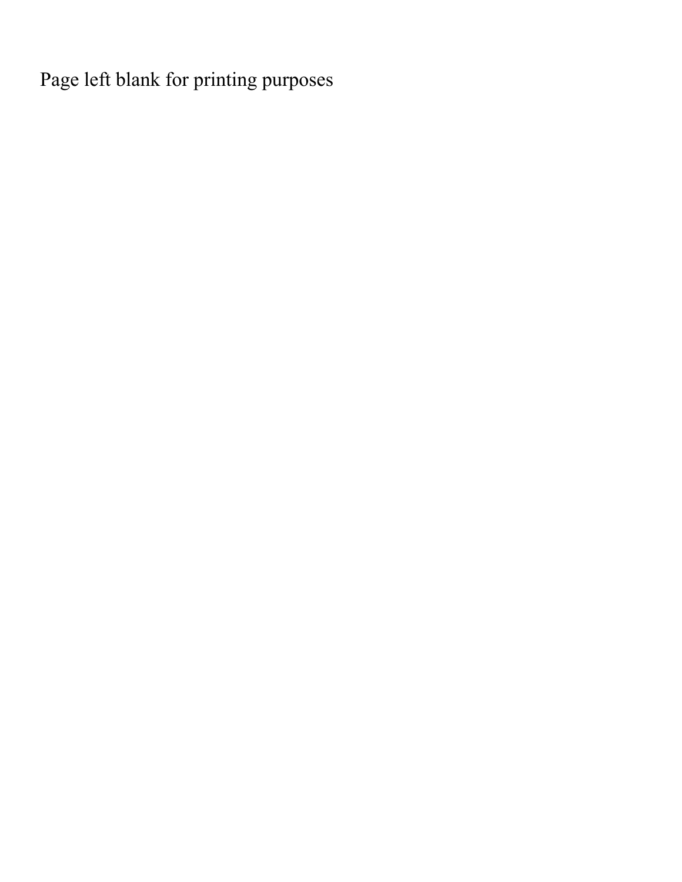Page left blank for printing purposes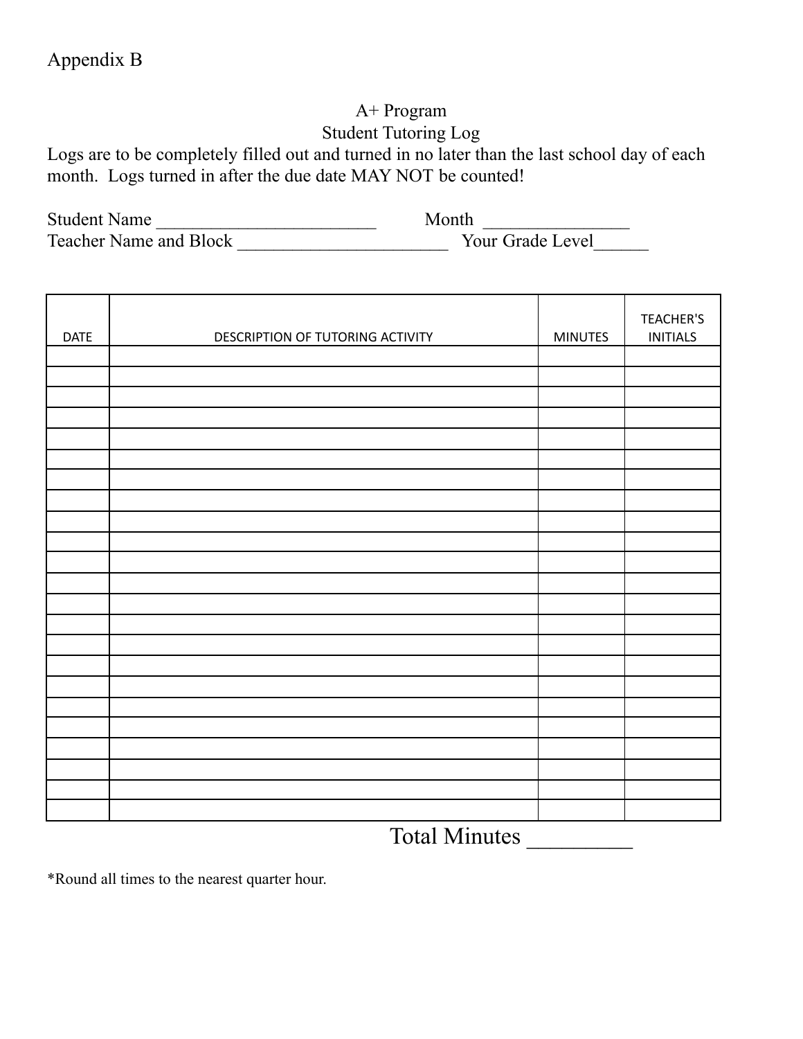Appendix B

A+ Program
Student Tutoring Log

Logs are to be completely filled out and turned in no later than the last school day of each month. Logs turned in after the due date MAY NOT be counted!

Student Name ________________________ Month ________________
Teacher Name and Block ______________________ Your Grade Level______

| DATE | DESCRIPTION OF TUTORING ACTIVITY | MINUTES | TEACHER'S INITIALS |
|---|---|---|---|
| | | | |
| | | | |
| | | | |
| | | | |
| | | | |
| | | | |
| | | | |
| | | | |
| | | | |
| | | | |
| | | | |
| | | | |
| | | | |
| | | | |
| | | | |
| | | | |
| | | | |
| | | | |
| | | | |
| | | | |
| | | | |
| | | | |
| | | | |

Total Minutes _________

*Round all times to the nearest quarter hour.